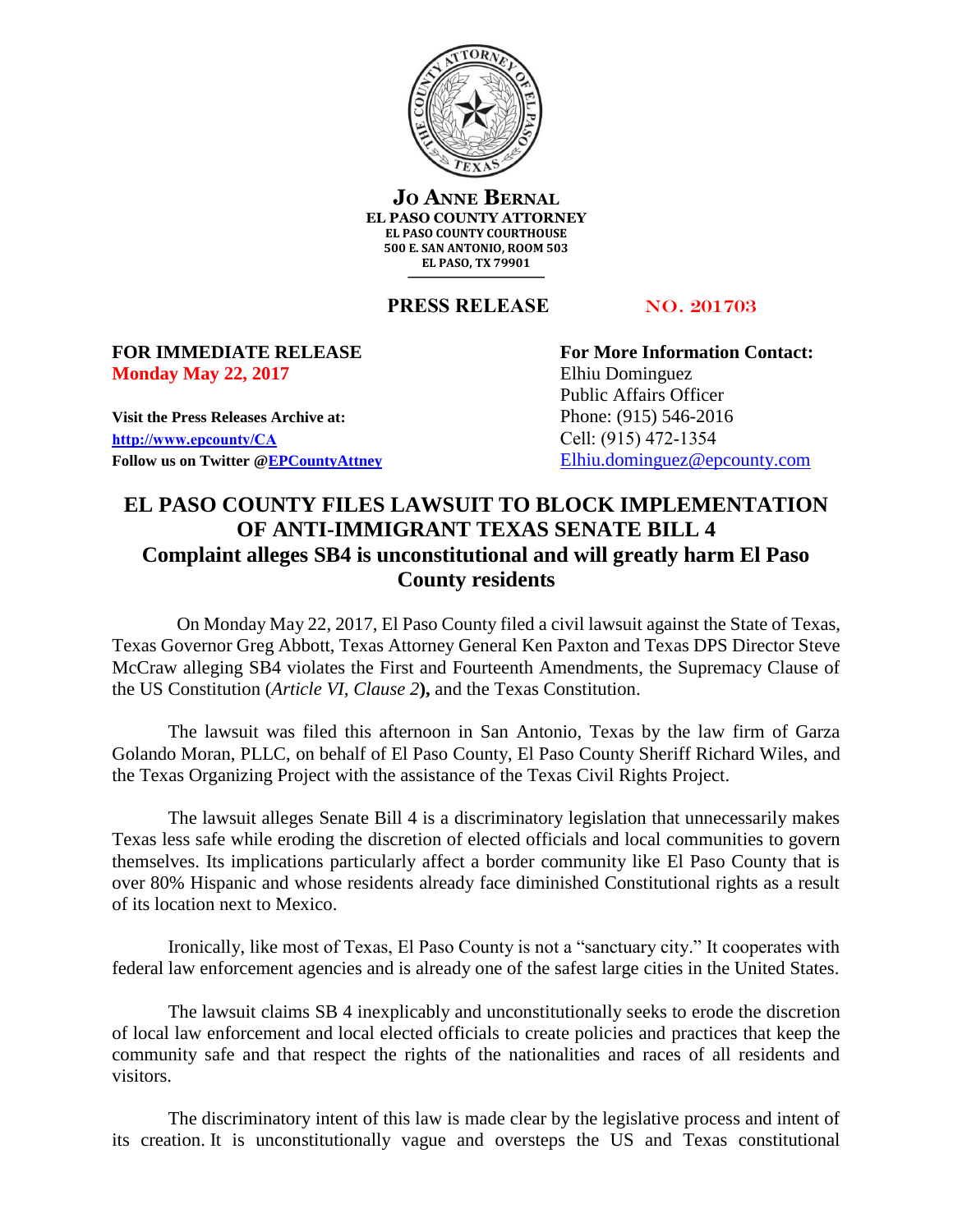**Jo Anne Bernal**
**EL PASO COUNTY ATTORNEY**
**EL PASO COUNTY COURTHOUSE**
**500 E. SAN ANTONIO, ROOM 503**
**EL PASO, TX 79901**

**PRESS RELEASE** NO. 201703

**FOR IMMEDIATE RELEASE**
**Monday May 22, 2017**

**Visit the Press Releases Archive at:**
**http://www.epcounty/CA**
**Follow us on Twitter @EPCountyAttney**

**For More Information Contact:**
Elhiu Dominguez
Public Affairs Officer
Phone: (915) 546-2016
Cell: (915) 472-1354
Elhiu.dominguez@epcounty.com

# EL PASO COUNTY FILES LAWSUIT TO BLOCK IMPLEMENTATION OF ANTI-IMMIGRANT TEXAS SENATE BILL 4

## Complaint alleges SB4 is unconstitutional and will greatly harm El Paso County residents

On Monday May 22, 2017, El Paso County filed a civil lawsuit against the State of Texas, Texas Governor Greg Abbott, Texas Attorney General Ken Paxton and Texas DPS Director Steve McCraw alleging SB4 violates the First and Fourteenth Amendments, the Supremacy Clause of the US Constitution (*Article VI, Clause 2*), and the Texas Constitution.

The lawsuit was filed this afternoon in San Antonio, Texas by the law firm of Garza Golando Moran, PLLC, on behalf of El Paso County, El Paso County Sheriff Richard Wiles, and the Texas Organizing Project with the assistance of the Texas Civil Rights Project.

The lawsuit alleges Senate Bill 4 is a discriminatory legislation that unnecessarily makes Texas less safe while eroding the discretion of elected officials and local communities to govern themselves. Its implications particularly affect a border community like El Paso County that is over 80% Hispanic and whose residents already face diminished Constitutional rights as a result of its location next to Mexico.

Ironically, like most of Texas, El Paso County is not a "sanctuary city." It cooperates with federal law enforcement agencies and is already one of the safest large cities in the United States.

The lawsuit claims SB 4 inexplicably and unconstitutionally seeks to erode the discretion of local law enforcement and local elected officials to create policies and practices that keep the community safe and that respect the rights of the nationalities and races of all residents and visitors.

The discriminatory intent of this law is made clear by the legislative process and intent of its creation. It is unconstitutionally vague and oversteps the US and Texas constitutional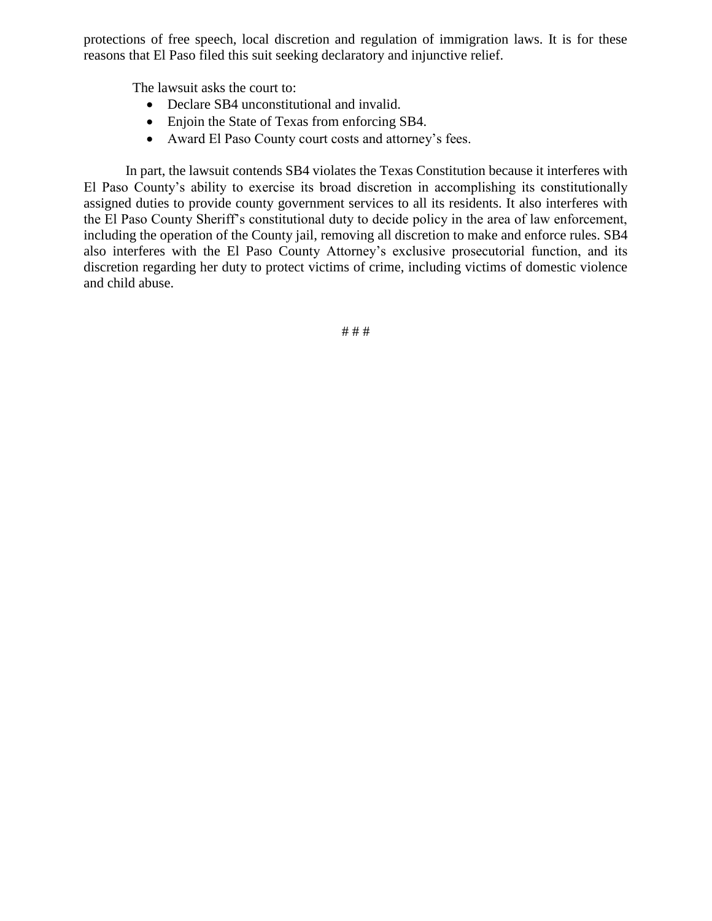protections of free speech, local discretion and regulation of immigration laws. It is for these reasons that El Paso filed this suit seeking declaratory and injunctive relief.

The lawsuit asks the court to:

- Declare SB4 unconstitutional and invalid.
- Enjoin the State of Texas from enforcing SB4.
- Award El Paso County court costs and attorney's fees.

In part, the lawsuit contends SB4 violates the Texas Constitution because it interferes with El Paso County's ability to exercise its broad discretion in accomplishing its constitutionally assigned duties to provide county government services to all its residents. It also interferes with the El Paso County Sheriff's constitutional duty to decide policy in the area of law enforcement, including the operation of the County jail, removing all discretion to make and enforce rules. SB4 also interferes with the El Paso County Attorney's exclusive prosecutorial function, and its discretion regarding her duty to protect victims of crime, including victims of domestic violence and child abuse.

# # #